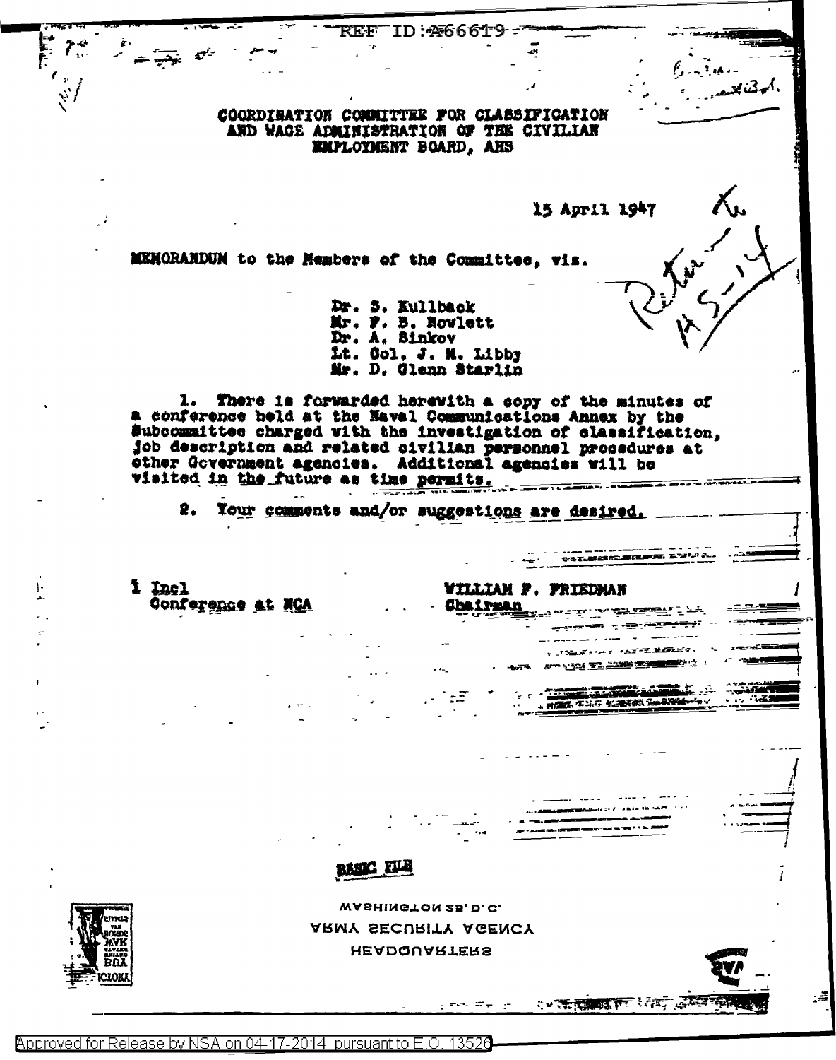REF ID:A66619

COORDINATION COMMITTEE FOR CLASSIFICATION AND WAGE ADMINISTRATION OF THE CIVILIAN EMPLOYMENT BOARD, AHS

15 April 1947

MEMORANDUM to the Members of the Committee, viz.

Dr. S. Kullback
Mr. F. B. Rowlett
Dr. A. Sinkov
Lt. Col. J. M. Libby
Mr. D. Glenn Starlin

1. There is forwarded herewith a copy of the minutes of a conference held at the Naval Communications Annex by the Subcommittee charged with the investigation of classification, job description and related civilian personnel procedures at other Government agencies. Additional agencies will be visited in the future as time permits.

2. Your comments and/or suggestions are desired.

1 Incl
Conference at NCA

WILLIAM F. FRIEDMAN
Chairman

BASIC FILE

HEADQUARTERS
ARMY SECURITY AGENCY
WASHINGTON 25, D.C.

Approved for Release by NSA on 04-17-2014 pursuant to E.O. 13526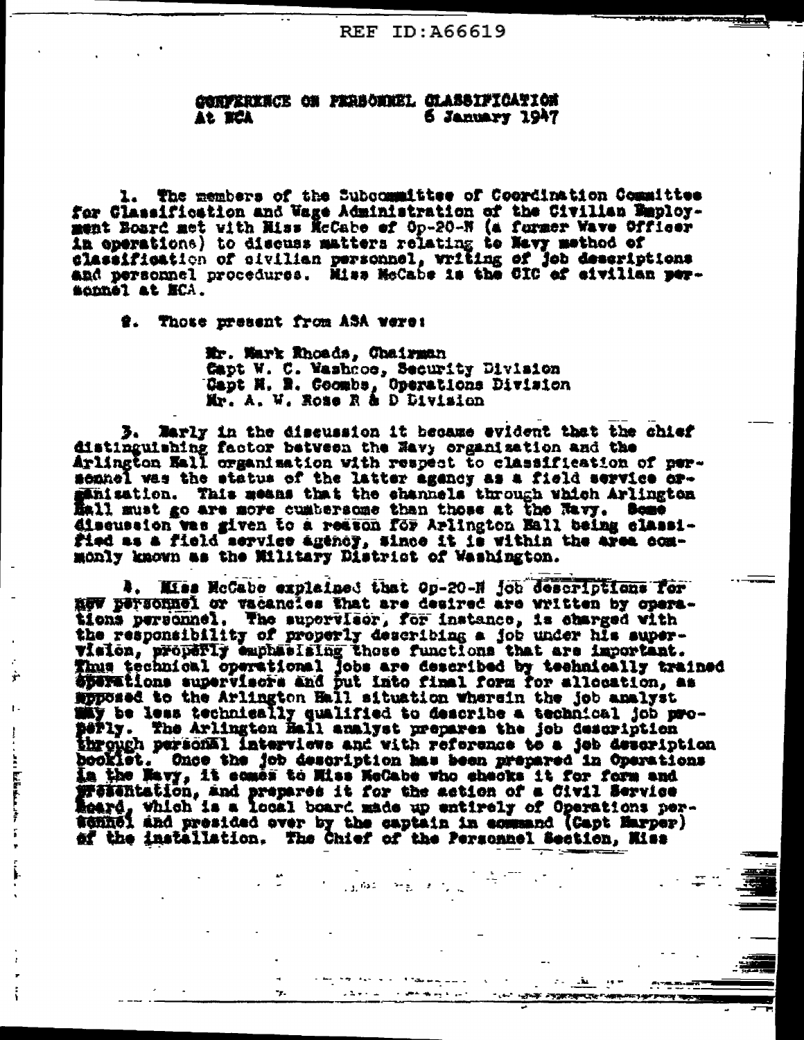REF ID:A66619

CONFERENCE ON PERSONNEL CLASSIFICATION
At NCA 6 January 1947

1. The members of the Subcommittee of Coordination Committee for Classification and Wage Administration of the Civilian Employment Board met with Miss McCabe of Op-20-N (a former Wave Officer in operations) to discuss matters relating to Navy method of classification of civilian personnel, writing of job descriptions and personnel procedures. Miss McCabe is the OIC of civilian personnel at NCA.

2. Those present from ASA were:

Mr. Mark Rhoads, Chairman
Capt W. C. Washcoe, Security Division
Capt M. R. Coombs, Operations Division
Mr. A. W. Rose R & D Division

3. Early in the discussion it became evident that the chief distinguishing factor between the Navy organization and the Arlington Hall organization with respect to classification of personnel was the status of the latter agency as a field service organization. This means that the channels through which Arlington Hall must go are more cumbersome than those at the Navy. Some discussion was given to a reason for Arlington Hall being classified as a field service agency, since it is within the area commonly known as the Military District of Washington.

4. Miss McCabe explained that Op-20-N job descriptions for new personnel or vacancies that are desired are written by operations personnel. The supervisor, for instance, is charged with the responsibility of properly describing a job under his supervision, properly emphasizing those functions that are important. Thus technical operational jobs are described by technically trained operations supervisors and put into final form for allocation, as opposed to the Arlington Hall situation wherein the job analyst may be less technically qualified to describe a technical job properly. The Arlington Hall analyst prepares the job description through personal interviews and with reference to a job description booklet. Once the job description has been prepared in Operations in the Navy, it comes to Miss McCabe who checks it for form and presentation, and prepares it for the action of a Civil Service Board, which is a local board made up entirely of Operations personnel and presided over by the captain in command (Capt Harper) of the installation. The Chief of the Personnel Section, Miss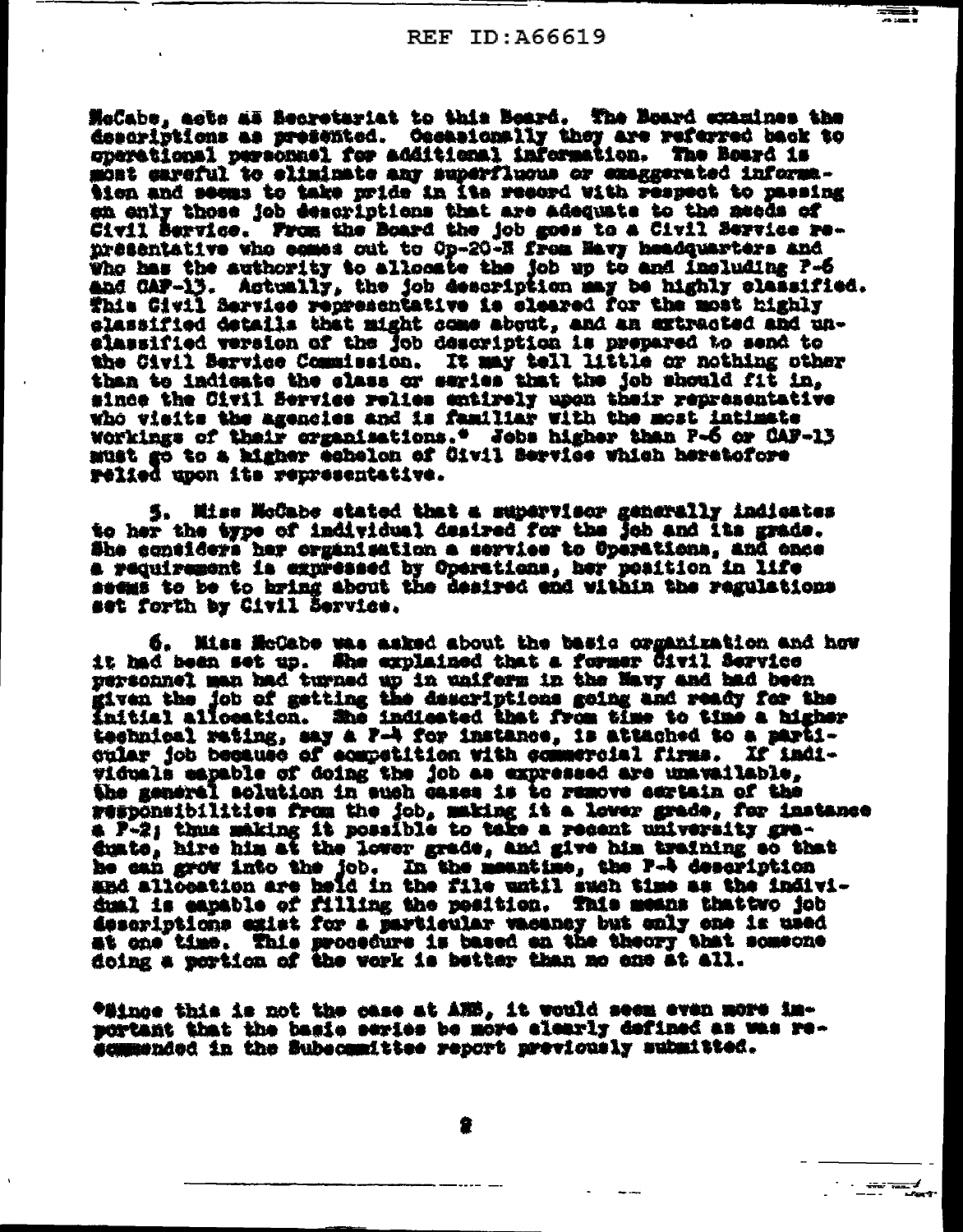McCabe, acts as Secretariat to this Board. The Board examines the descriptions as presented. Occasionally they are referred back to operational personnel for additional information. The Board is most careful to eliminate any superfluous or exaggerated information and seems to take pride in its record with respect to passing on only those job descriptions that are adequate to the needs of Civil Service. From the Board the job goes to a Civil Service representative who comes out to Op-20-E from Navy headquarters and who has the authority to allocate the job up to and including P-6 and CAF-13. Actually, the job description may be highly classified. This Civil Service representative is cleared for the most highly classified details that might come about, and an extracted and unclassified version of the job description is prepared to send to the Civil Service Commission. It may tell little or nothing other than to indicate the class or series that the job should fit in, since the Civil Service relies entirely upon their representative who visits the agencies and is familiar with the most intimate workings of their organizations.* Jobs higher than P-6 or CAF-13 must go to a higher echelon of Civil Service which heretofore relied upon its representative.

5. Miss McCabe stated that a supervisor generally indicates to her the type of individual desired for the job and its grade. She considers her organization a service to Operations, and once a requirement is expressed by Operations, her position in life seems to be to bring about the desired end within the regulations set forth by Civil Service.

6. Miss McCabe was asked about the basic organization and how it had been set up. She explained that a former Civil Service personnel man had turned up in uniform in the Navy and had been given the job of getting the descriptions going and ready for the initial allocation. She indicated that from time to time a higher technical rating, say a P-4 for instance, is attached to a particular job because of competition with commercial firms. If individuals capable of doing the job as expressed are unavailable, the general solution in such cases is to remove certain of the responsibilities from the job, making it a lower grade, for instance a P-2; thus making it possible to take a recent university graduate, hire him at the lower grade, and give him training so that he can grow into the job. In the meantime, the P-4 description and allocation are held in the file until such time as the individual is capable of filling the position. This means thattwo job descriptions exist for a particular vacancy but only one is used at one time. This procedure is based on the theory that someone doing a portion of the work is better than no one at all.

*Since this is not the case at AFSA, it would seem even more important that the basic series be more clearly defined as was recommended in the Subcommittee report previously submitted.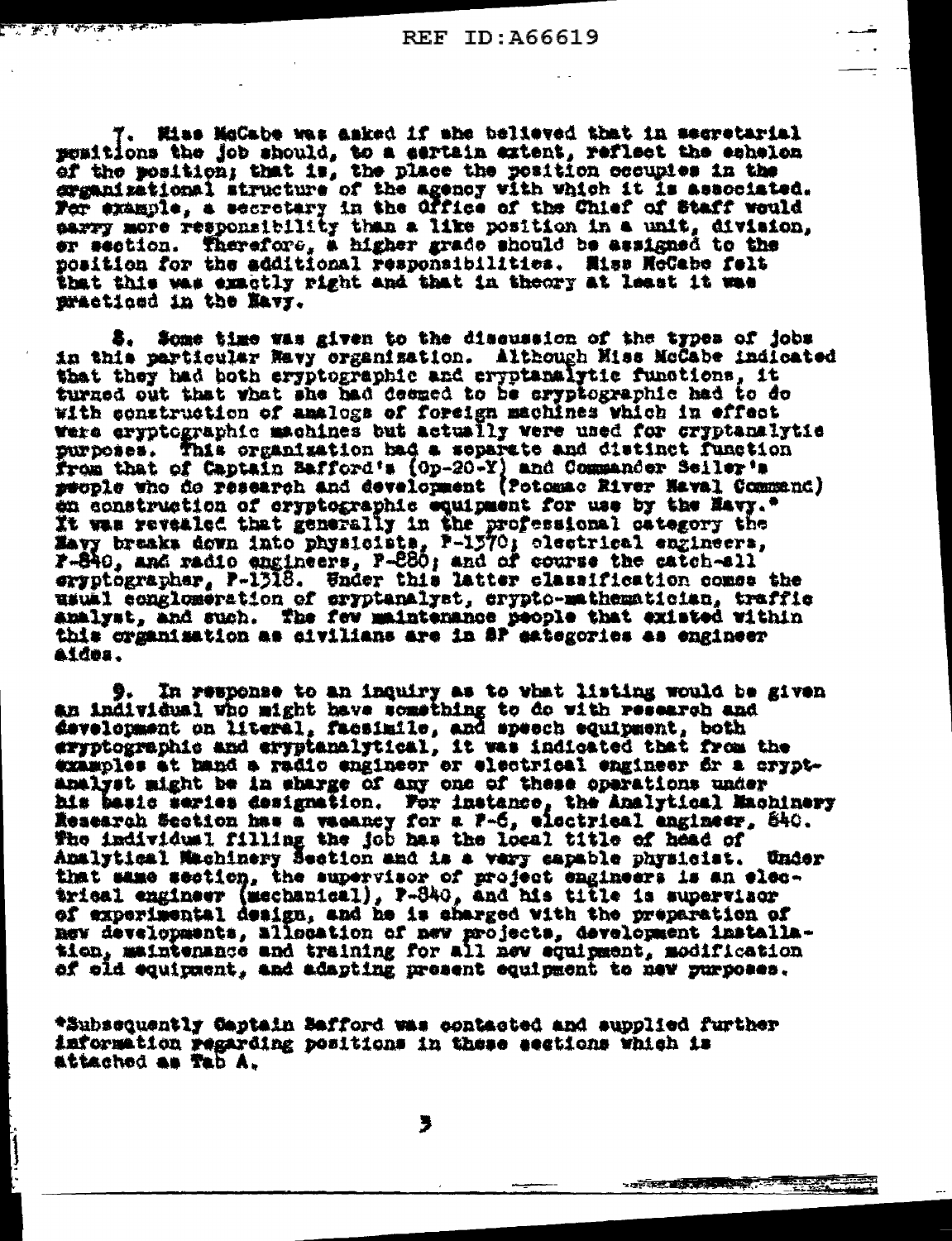7. Miss McCabe was asked if she believed that in secretarial positions the job should, to a certain extent, reflect the echelon of the position; that is, the place the position occupies in the organizational structure of the agency with which it is associated. For example, a secretary in the Office of the Chief of Staff would carry more responsibility than a like position in a unit, division, or section. Therefore, a higher grade should be assigned to the position for the additional responsibilities. Miss McCabe felt that this was exactly right and that in theory at least it was practiced in the Navy.

8. Some time was given to the discussion of the types of jobs in this particular Navy organization. Although Miss McCabe indicated that they had both cryptographic and cryptanalytic functions, it turned out that what she had deemed to be cryptographic had to do with construction of analogs of foreign machines which in effect were cryptographic machines but actually were used for cryptanalytic purposes. This organization had a separate and distinct function from that of Captain Safford's (Op-20-Y) and Commander Seiler's people who do research and development (Potomac River Naval Command) on construction of cryptographic equipment for use by the Navy.* It was revealed that generally in the professional category the Navy breaks down into physicists, P-1370; electrical engineers, P-840, and radio engineers, P-880; and of course the catch-all cryptographer, P-1318. Under this latter classification comes the usual conglomeration of cryptanalyst, crypto-mathematician, traffic analyst, and such. The few maintenance people that existed within this organization as civilians are in SP categories as engineer aides.

9. In response to an inquiry as to what listing would be given an individual who might have something to do with research and development on literal, facsimile, and speech equipment, both cryptographic and cryptanalytical, it was indicated that from the examples at hand a radio engineer or electrical engineer or a cryptanalyst might be in charge of any one of these operations under his basic series designation. For instance, the Analytical Machinery Research Section has a vacancy for a P-6, electrical engineer, 840. The individual filling the job has the local title of head of Analytical Machinery Section and is a very capable physicist. Under that same section, the supervisor of project engineers is an electrical engineer (mechanical), P-840, and his title is supervisor of experimental design, and he is charged with the preparation of new developments, allocation of new projects, development installation, maintenance and training for all new equipment, modification of old equipment, and adapting present equipment to new purposes.

*Subsequently Captain Safford was contacted and supplied further information regarding positions in these sections which is attached as Tab A.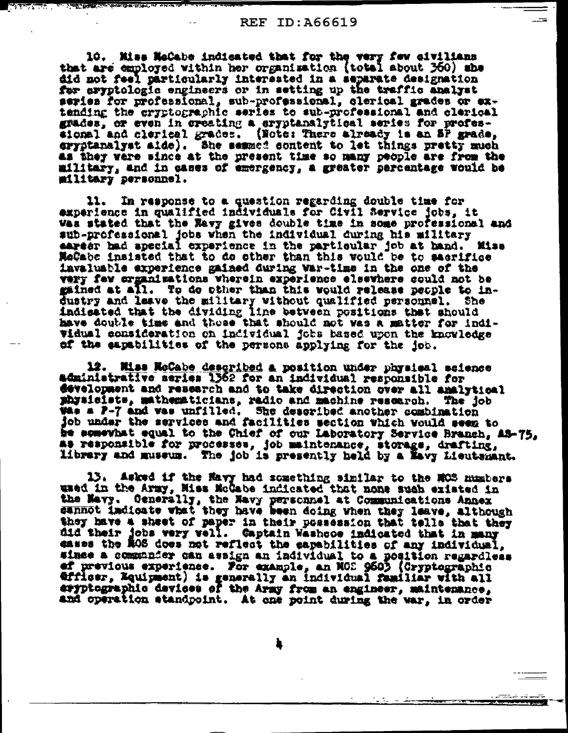10. Miss McCabe indicated that for the very few civilians that are employed within her organization (total about 360) she did not feel particularly interested in a separate designation for cryptologic engineers or in setting up the traffic analyst series for professional, sub-professional, clerical grades or extending the cryptographic series to sub-professional and clerical grades, or even in creating a cryptanalytical series for professional and clerical grades. (Note: There already is an SP grade, cryptanalyst aide). She seemed content to let things pretty much as they were since at the present time so many people are from the military, and in cases of emergency, a greater percentage would be military personnel.

11. In response to a question regarding double time for experience in qualified individuals for Civil Service jobs, it was stated that the Navy gives double time in some professional and sub-professional jobs when the individual during his military career had special experience in the particular job at hand. Miss McCabe insisted that to do other than this would be to sacrifice invaluable experience gained during War-time in the one of the very few organizations wherein experience elsewhere could not be gained at all. To do other than this would release people to industry and leave the military without qualified personnel. She indicated that the dividing line between positions that should have double time and those that should not was a matter for individual consideration on individual jobs based upon the knowledge of the capabilities of the persons applying for the job.

12. Miss McCabe described a position under physical science administrative series 1362 for an individual responsible for development and research and to take direction over all analytical physicists, mathematicians, radio and machine research. The job was a P-7 and was unfilled. She described another combination job under the services and facilities section which would seem to be somewhat equal to the Chief of our Laboratory Service Branch, AS-75, as responsible for processes, job maintenance, storage, drafting, library and museum. The job is presently held by a Navy Lieutenant.

13. Asked if the Navy had something similar to the MOS numbers used in the Army, Miss McCabe indicated that none such existed in the Navy. Generally, the Navy personnel at Communications Annex cannot indicate what they have been doing when they leave, although they have a sheet of paper in their possession that tells that they did their jobs very well. Captain Washcoe indicated that in many cases the MOS does not reflect the capabilities of any individual, since a commander can assign an individual to a position regardless of previous experience. For example, an MOS 9603 (Cryptographic Officer, Equipment) is generally an individual familiar with all cryptographic devices of the Army from an engineer, maintenance, and operation standpoint. At one point during the war, in order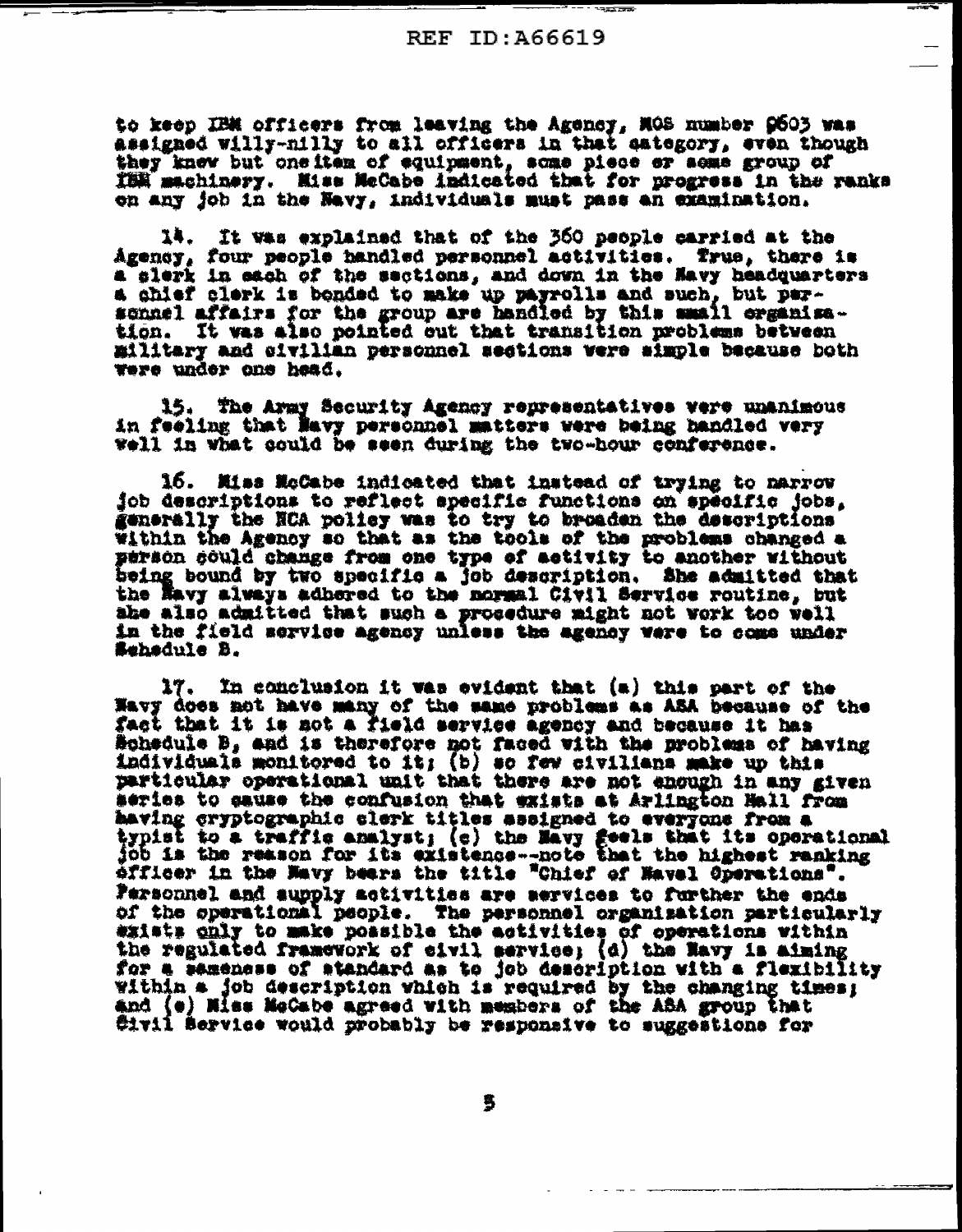to keep IBM officers from leaving the Agency, MOS number 9603 was assigned willy-nilly to all officers in that category, even though they knew but one item of equipment, some piece or some group of IBM machinery. Miss McCabe indicated that for progress in the ranks on any job in the Navy, individuals must pass an examination.

14. It was explained that of the 360 people carried at the Agency, four people handled personnel activities. True, there is a clerk in each of the sections, and down in the Navy headquarters a chief clerk is bonded to make up payrolls and such, but personnel affairs for the group are handled by this small organization. It was also pointed out that transition problems between military and civilian personnel sections were simple because both were under one head.

15. The Army Security Agency representatives were unanimous in feeling that Navy personnel matters were being handled very well in what could be seen during the two-hour conference.

16. Miss McCabe indicated that instead of trying to narrow job descriptions to reflect specific functions on specific jobs, generally the NCA policy was to try to broaden the descriptions within the Agency so that as the tools of the problems changed a person could change from one type of activity to another without being bound by two specific a job description. She admitted that the Navy always adhered to the normal Civil Service routine, but she also admitted that such a procedure might not work too well in the field service agency unless the agency were to come under Schedule B.

17. In conclusion it was evident that (a) this part of the Navy does not have many of the same problems as ASA because of the fact that it is not a field service agency and because it has Schedule B, and is therefore not faced with the problems of having individuals monitored to it; (b) so few civilians make up this particular operational unit that there are not enough in any given series to cause the confusion that exists at Arlington Hall from having cryptographic clerk titles assigned to everyone from a typist to a traffic analyst; (c) the Navy feels that its operational job is the reason for its existence--note that the highest ranking officer in the Navy bears the title "Chief of Naval Operations". Personnel and supply activities are services to further the ends of the operational people. The personnel organization particularly exists only to make possible the activities of operations within the regulated framework of civil service; (d) the Navy is aiming for a sameness of standard as to job description with a flexibility within a job description which is required by the changing times; and (e) Miss McCabe agreed with members of the ASA group that Civil Service would probably be responsive to suggestions for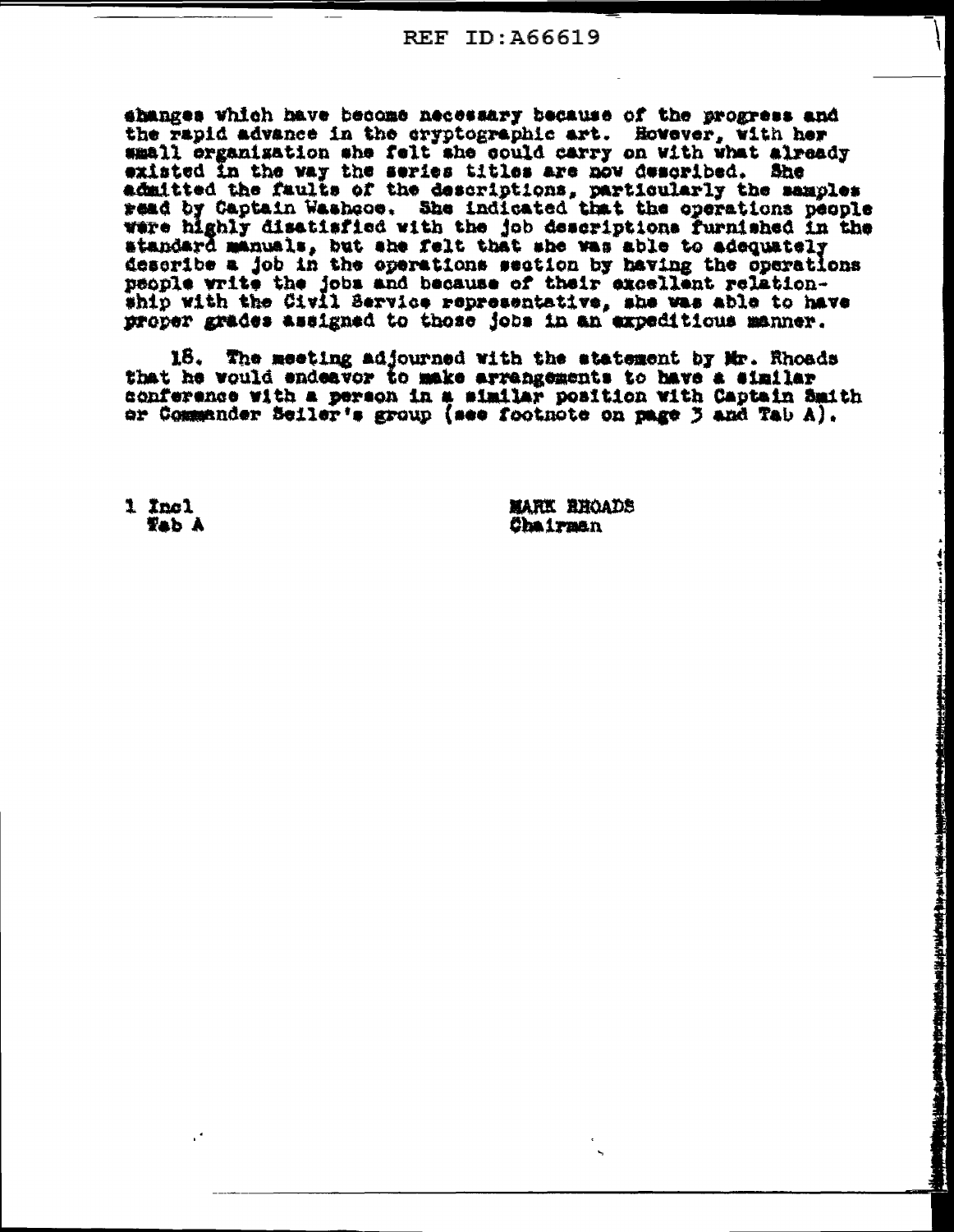changes which have become necessary because of the progress and the rapid advance in the cryptographic art. However, with her small organization she felt she could carry on with what already existed in the way the series titles are now described. She admitted the faults of the descriptions, particularly the samples read by Captain Washcoe. She indicated that the operations people were highly disatisfied with the job descriptions furnished in the standard manuals, but she felt that she was able to adequately describe a job in the operations section by having the operations people write the jobs and because of their excellent relationship with the Civil Service representative, she was able to have proper grades assigned to those jobs in an expeditious manner.

18. The meeting adjourned with the statement by Mr. Rhoads that he would endeavor to make arrangements to have a similar conference with a person in a similar position with Captain Smith or Commander Seiler's group (see footnote on page 3 and Tab A).

1 Incl
Tab A

MARK RHOADS
Chairman